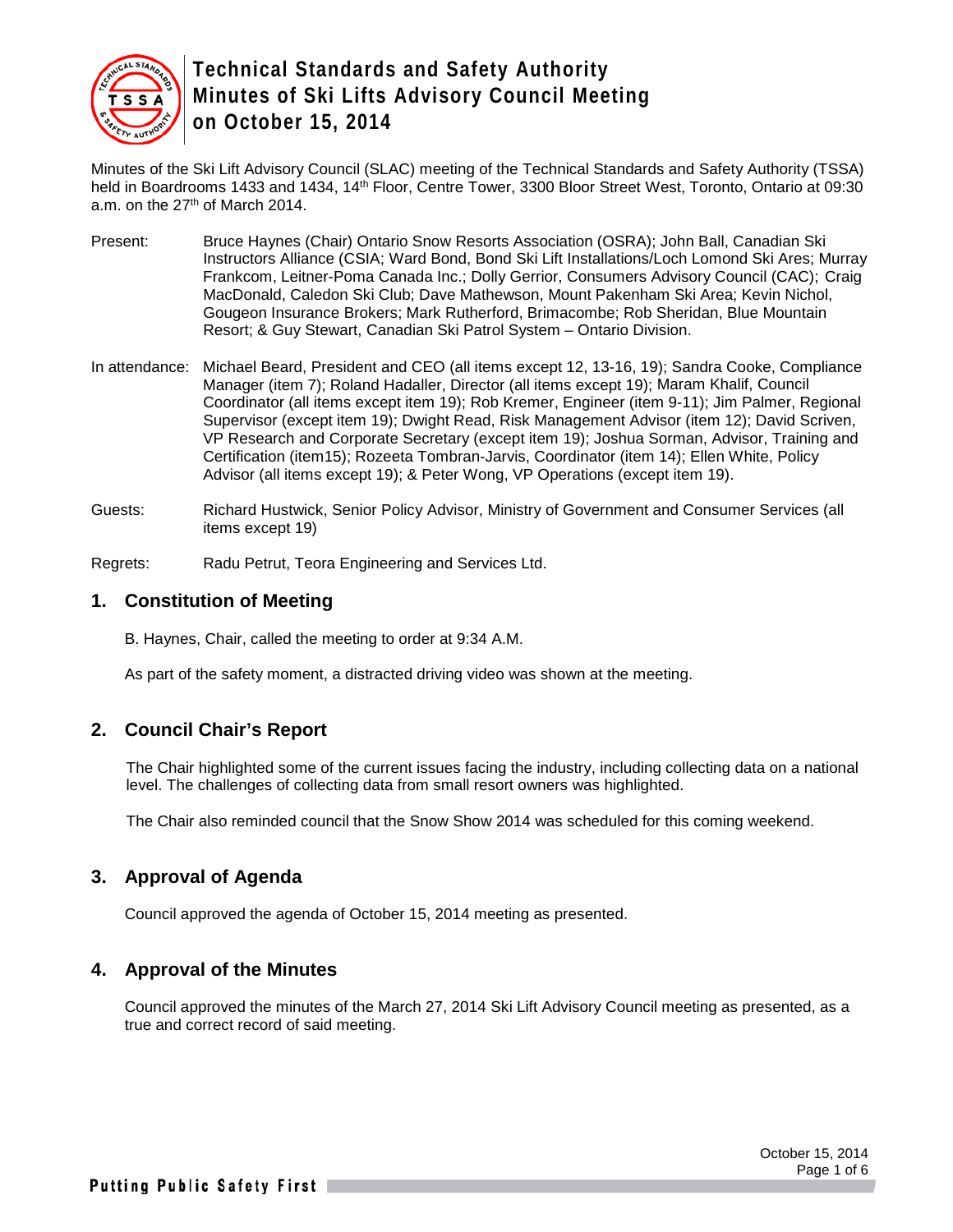# Technical Standards and Safety Authority Minutes of Ski Lifts Advisory Council Meeting on October 15, 2014

Minutes of the Ski Lift Advisory Council (SLAC) meeting of the Technical Standards and Safety Authority (TSSA) held in Boardrooms 1433 and 1434, 14th Floor, Centre Tower, 3300 Bloor Street West, Toronto, Ontario at 09:30 a.m. on the 27th of March 2014.

Present: Bruce Haynes (Chair) Ontario Snow Resorts Association (OSRA); John Ball, Canadian Ski Instructors Alliance (CSIA; Ward Bond, Bond Ski Lift Installations/Loch Lomond Ski Ares; Murray Frankcom, Leitner-Poma Canada Inc.; Dolly Gerrior, Consumers Advisory Council (CAC); Craig MacDonald, Caledon Ski Club; Dave Mathewson, Mount Pakenham Ski Area; Kevin Nichol, Gougeon Insurance Brokers; Mark Rutherford, Brimacombe; Rob Sheridan, Blue Mountain Resort; & Guy Stewart, Canadian Ski Patrol System – Ontario Division.

In attendance: Michael Beard, President and CEO (all items except 12, 13-16, 19); Sandra Cooke, Compliance Manager (item 7); Roland Hadaller, Director (all items except 19); Maram Khalif, Council Coordinator (all items except item 19); Rob Kremer, Engineer (item 9-11); Jim Palmer, Regional Supervisor (except item 19); Dwight Read, Risk Management Advisor (item 12); David Scriven, VP Research and Corporate Secretary (except item 19); Joshua Sorman, Advisor, Training and Certification (item15); Rozeeta Tombran-Jarvis, Coordinator (item 14); Ellen White, Policy Advisor (all items except 19); & Peter Wong, VP Operations (except item 19).

Guests: Richard Hustwick, Senior Policy Advisor, Ministry of Government and Consumer Services (all items except 19)

Regrets: Radu Petrut, Teora Engineering and Services Ltd.

## 1. Constitution of Meeting

B. Haynes, Chair, called the meeting to order at 9:34 A.M.

As part of the safety moment, a distracted driving video was shown at the meeting.

## 2. Council Chair's Report

The Chair highlighted some of the current issues facing the industry, including collecting data on a national level. The challenges of collecting data from small resort owners was highlighted.

The Chair also reminded council that the Snow Show 2014 was scheduled for this coming weekend.

## 3. Approval of Agenda

Council approved the agenda of October 15, 2014 meeting as presented.

## 4. Approval of the Minutes

Council approved the minutes of the March 27, 2014 Ski Lift Advisory Council meeting as presented, as a true and correct record of said meeting.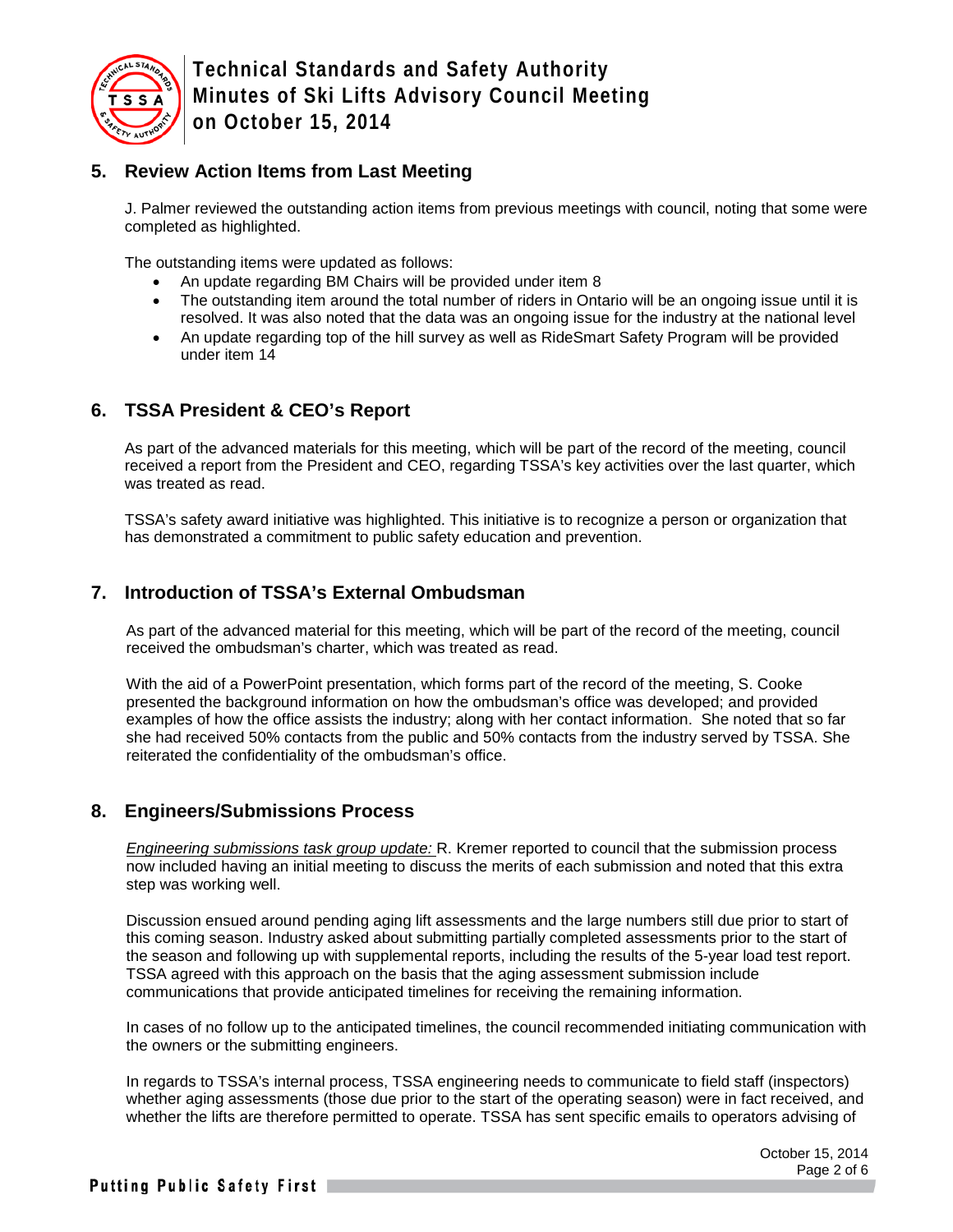## 5. Review Action Items from Last Meeting

J. Palmer reviewed the outstanding action items from previous meetings with council, noting that some were completed as highlighted.

The outstanding items were updated as follows:

- An update regarding BM Chairs will be provided under item 8
- The outstanding item around the total number of riders in Ontario will be an ongoing issue until it is resolved. It was also noted that the data was an ongoing issue for the industry at the national level
- An update regarding top of the hill survey as well as RideSmart Safety Program will be provided under item 14

## 6. TSSA President & CEO's Report

As part of the advanced materials for this meeting, which will be part of the record of the meeting, council received a report from the President and CEO, regarding TSSA's key activities over the last quarter, which was treated as read.

TSSA's safety award initiative was highlighted. This initiative is to recognize a person or organization that has demonstrated a commitment to public safety education and prevention.

## 7. Introduction of TSSA's External Ombudsman

As part of the advanced material for this meeting, which will be part of the record of the meeting, council received the ombudsman's charter, which was treated as read.

With the aid of a PowerPoint presentation, which forms part of the record of the meeting, S. Cooke presented the background information on how the ombudsman's office was developed; and provided examples of how the office assists the industry; along with her contact information. She noted that so far she had received 50% contacts from the public and 50% contacts from the industry served by TSSA. She reiterated the confidentiality of the ombudsman's office.

## 8. Engineers/Submissions Process

*Engineering submissions task group update:* R. Kremer reported to council that the submission process now included having an initial meeting to discuss the merits of each submission and noted that this extra step was working well.

Discussion ensued around pending aging lift assessments and the large numbers still due prior to start of this coming season. Industry asked about submitting partially completed assessments prior to the start of the season and following up with supplemental reports, including the results of the 5-year load test report. TSSA agreed with this approach on the basis that the aging assessment submission include communications that provide anticipated timelines for receiving the remaining information.

In cases of no follow up to the anticipated timelines, the council recommended initiating communication with the owners or the submitting engineers.

In regards to TSSA's internal process, TSSA engineering needs to communicate to field staff (inspectors) whether aging assessments (those due prior to the start of the operating season) were in fact received, and whether the lifts are therefore permitted to operate. TSSA has sent specific emails to operators advising of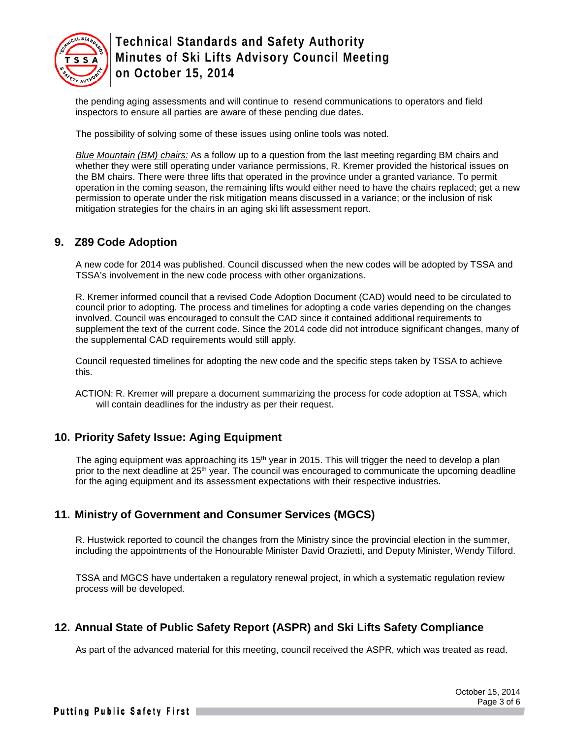the pending aging assessments and will continue to resend communications to operators and field inspectors to ensure all parties are aware of these pending due dates.

The possibility of solving some of these issues using online tools was noted.

*Blue Mountain (BM) chairs:* As a follow up to a question from the last meeting regarding BM chairs and whether they were still operating under variance permissions, R. Kremer provided the historical issues on the BM chairs. There were three lifts that operated in the province under a granted variance. To permit operation in the coming season, the remaining lifts would either need to have the chairs replaced; get a new permission to operate under the risk mitigation means discussed in a variance; or the inclusion of risk mitigation strategies for the chairs in an aging ski lift assessment report.

## 9. Z89 Code Adoption

A new code for 2014 was published. Council discussed when the new codes will be adopted by TSSA and TSSA's involvement in the new code process with other organizations.

R. Kremer informed council that a revised Code Adoption Document (CAD) would need to be circulated to council prior to adopting. The process and timelines for adopting a code varies depending on the changes involved. Council was encouraged to consult the CAD since it contained additional requirements to supplement the text of the current code. Since the 2014 code did not introduce significant changes, many of the supplemental CAD requirements would still apply.

Council requested timelines for adopting the new code and the specific steps taken by TSSA to achieve this.

ACTION: R. Kremer will prepare a document summarizing the process for code adoption at TSSA, which will contain deadlines for the industry as per their request.

## 10. Priority Safety Issue: Aging Equipment

The aging equipment was approaching its 15th year in 2015. This will trigger the need to develop a plan prior to the next deadline at 25th year. The council was encouraged to communicate the upcoming deadline for the aging equipment and its assessment expectations with their respective industries.

## 11. Ministry of Government and Consumer Services (MGCS)

R. Hustwick reported to council the changes from the Ministry since the provincial election in the summer, including the appointments of the Honourable Minister David Orazietti, and Deputy Minister, Wendy Tilford.

TSSA and MGCS have undertaken a regulatory renewal project, in which a systematic regulation review process will be developed.

## 12. Annual State of Public Safety Report (ASPR) and Ski Lifts Safety Compliance

As part of the advanced material for this meeting, council received the ASPR, which was treated as read.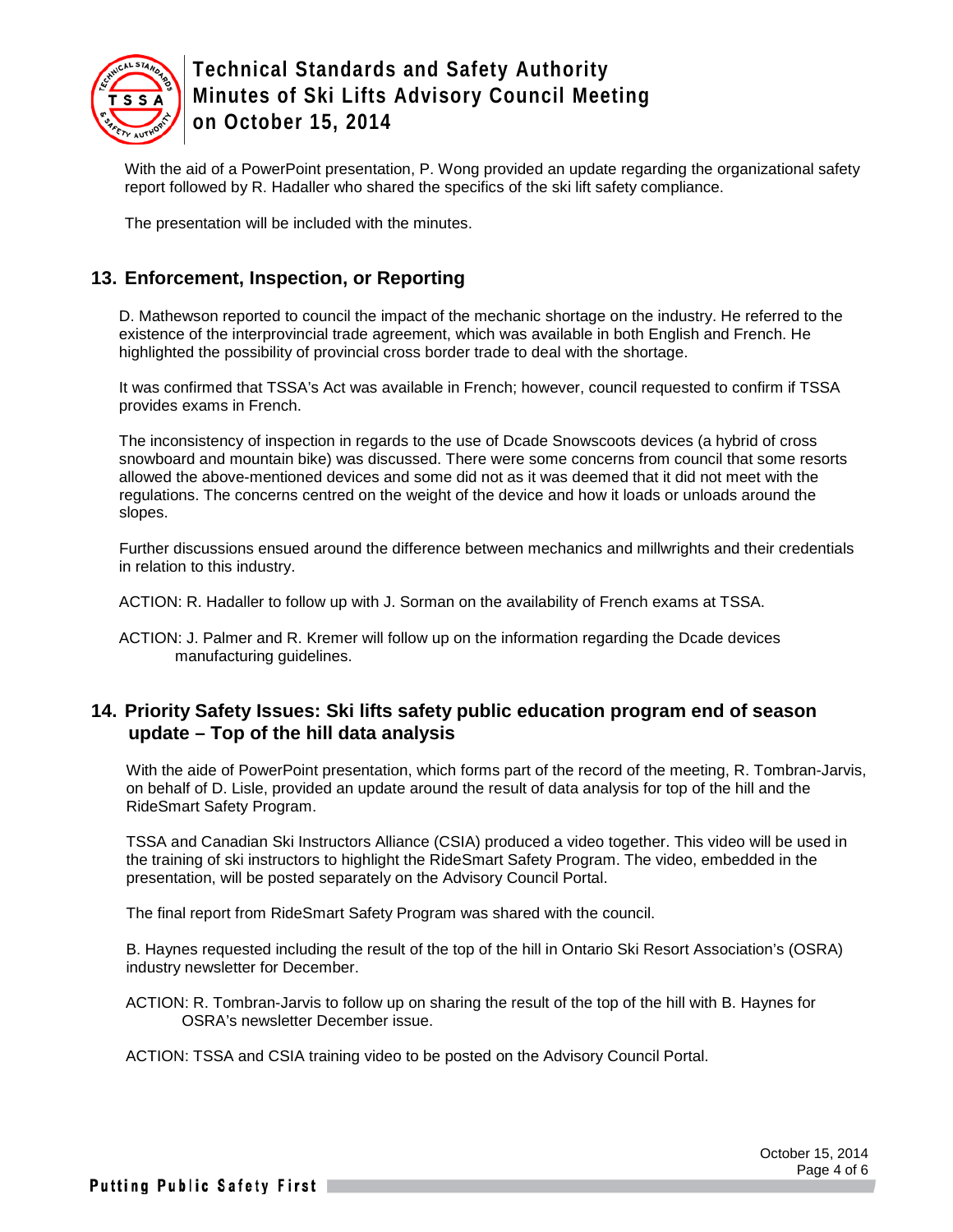With the aid of a PowerPoint presentation, P. Wong provided an update regarding the organizational safety report followed by R. Hadaller who shared the specifics of the ski lift safety compliance.

The presentation will be included with the minutes.

## 13. Enforcement, Inspection, or Reporting

D. Mathewson reported to council the impact of the mechanic shortage on the industry. He referred to the existence of the interprovincial trade agreement, which was available in both English and French. He highlighted the possibility of provincial cross border trade to deal with the shortage.

It was confirmed that TSSA's Act was available in French; however, council requested to confirm if TSSA provides exams in French.

The inconsistency of inspection in regards to the use of Dcade Snowscoots devices (a hybrid of cross snowboard and mountain bike) was discussed. There were some concerns from council that some resorts allowed the above-mentioned devices and some did not as it was deemed that it did not meet with the regulations. The concerns centred on the weight of the device and how it loads or unloads around the slopes.

Further discussions ensued around the difference between mechanics and millwrights and their credentials in relation to this industry.

ACTION: R. Hadaller to follow up with J. Sorman on the availability of French exams at TSSA.

ACTION: J. Palmer and R. Kremer will follow up on the information regarding the Dcade devices manufacturing guidelines.

## 14. Priority Safety Issues: Ski lifts safety public education program end of season update – Top of the hill data analysis

With the aide of PowerPoint presentation, which forms part of the record of the meeting, R. Tombran-Jarvis, on behalf of D. Lisle, provided an update around the result of data analysis for top of the hill and the RideSmart Safety Program.

TSSA and Canadian Ski Instructors Alliance (CSIA) produced a video together. This video will be used in the training of ski instructors to highlight the RideSmart Safety Program. The video, embedded in the presentation, will be posted separately on the Advisory Council Portal.

The final report from RideSmart Safety Program was shared with the council.

B. Haynes requested including the result of the top of the hill in Ontario Ski Resort Association's (OSRA) industry newsletter for December.

ACTION: R. Tombran-Jarvis to follow up on sharing the result of the top of the hill with B. Haynes for OSRA's newsletter December issue.

ACTION: TSSA and CSIA training video to be posted on the Advisory Council Portal.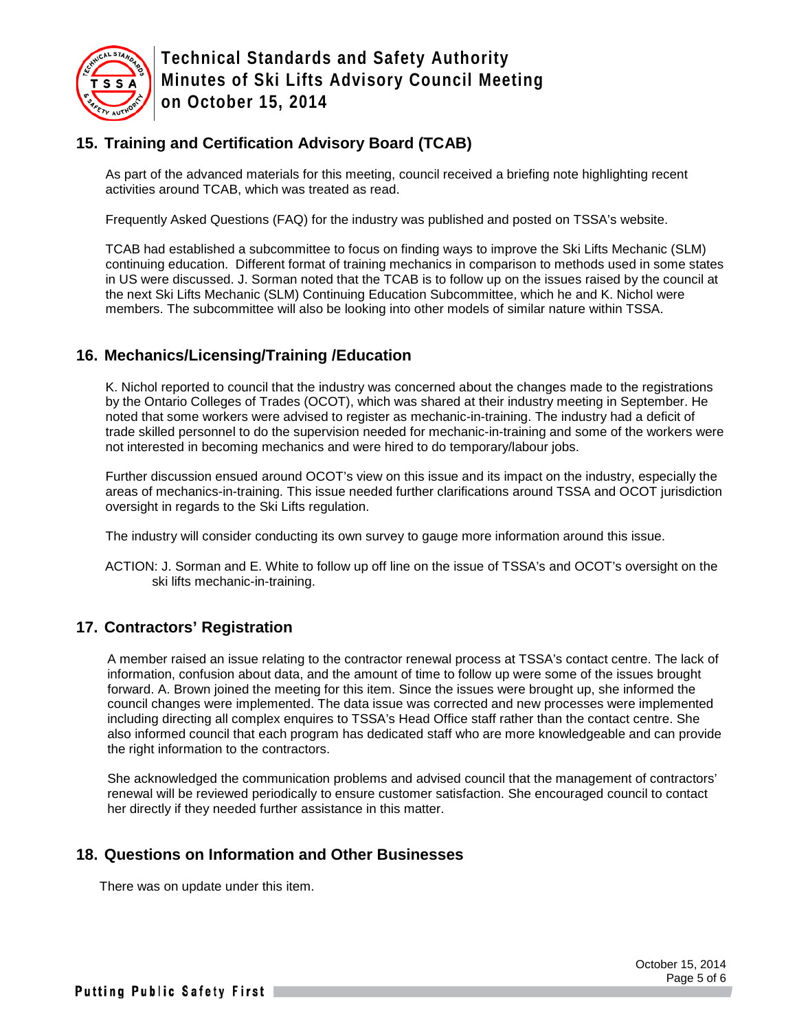## 15. Training and Certification Advisory Board (TCAB)

As part of the advanced materials for this meeting, council received a briefing note highlighting recent activities around TCAB, which was treated as read.

Frequently Asked Questions (FAQ) for the industry was published and posted on TSSA's website.

TCAB had established a subcommittee to focus on finding ways to improve the Ski Lifts Mechanic (SLM) continuing education. Different format of training mechanics in comparison to methods used in some states in US were discussed. J. Sorman noted that the TCAB is to follow up on the issues raised by the council at the next Ski Lifts Mechanic (SLM) Continuing Education Subcommittee, which he and K. Nichol were members. The subcommittee will also be looking into other models of similar nature within TSSA.

## 16. Mechanics/Licensing/Training /Education

K. Nichol reported to council that the industry was concerned about the changes made to the registrations by the Ontario Colleges of Trades (OCOT), which was shared at their industry meeting in September. He noted that some workers were advised to register as mechanic-in-training. The industry had a deficit of trade skilled personnel to do the supervision needed for mechanic-in-training and some of the workers were not interested in becoming mechanics and were hired to do temporary/labour jobs.

Further discussion ensued around OCOT's view on this issue and its impact on the industry, especially the areas of mechanics-in-training. This issue needed further clarifications around TSSA and OCOT jurisdiction oversight in regards to the Ski Lifts regulation.

The industry will consider conducting its own survey to gauge more information around this issue.

ACTION: J. Sorman and E. White to follow up off line on the issue of TSSA's and OCOT's oversight on the ski lifts mechanic-in-training.

## 17. Contractors' Registration

A member raised an issue relating to the contractor renewal process at TSSA's contact centre. The lack of information, confusion about data, and the amount of time to follow up were some of the issues brought forward. A. Brown joined the meeting for this item. Since the issues were brought up, she informed the council changes were implemented. The data issue was corrected and new processes were implemented including directing all complex enquires to TSSA's Head Office staff rather than the contact centre. She also informed council that each program has dedicated staff who are more knowledgeable and can provide the right information to the contractors.

She acknowledged the communication problems and advised council that the management of contractors' renewal will be reviewed periodically to ensure customer satisfaction. She encouraged council to contact her directly if they needed further assistance in this matter.

## 18. Questions on Information and Other Businesses

There was on update under this item.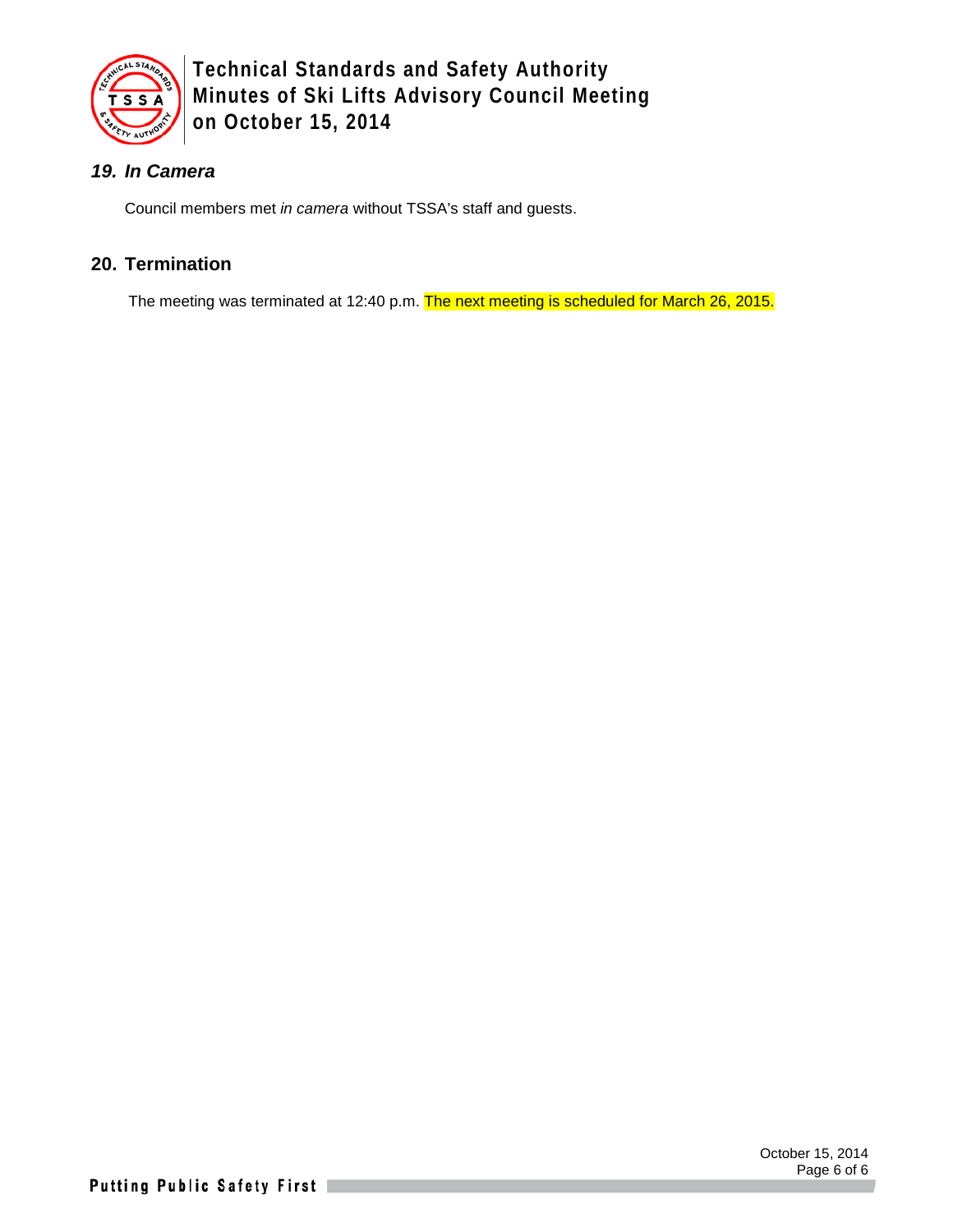## *19. In Camera*

Council members met *in camera* without TSSA's staff and guests.

## 20. Termination

The meeting was terminated at 12:40 p.m. The next meeting is scheduled for March 26, 2015.